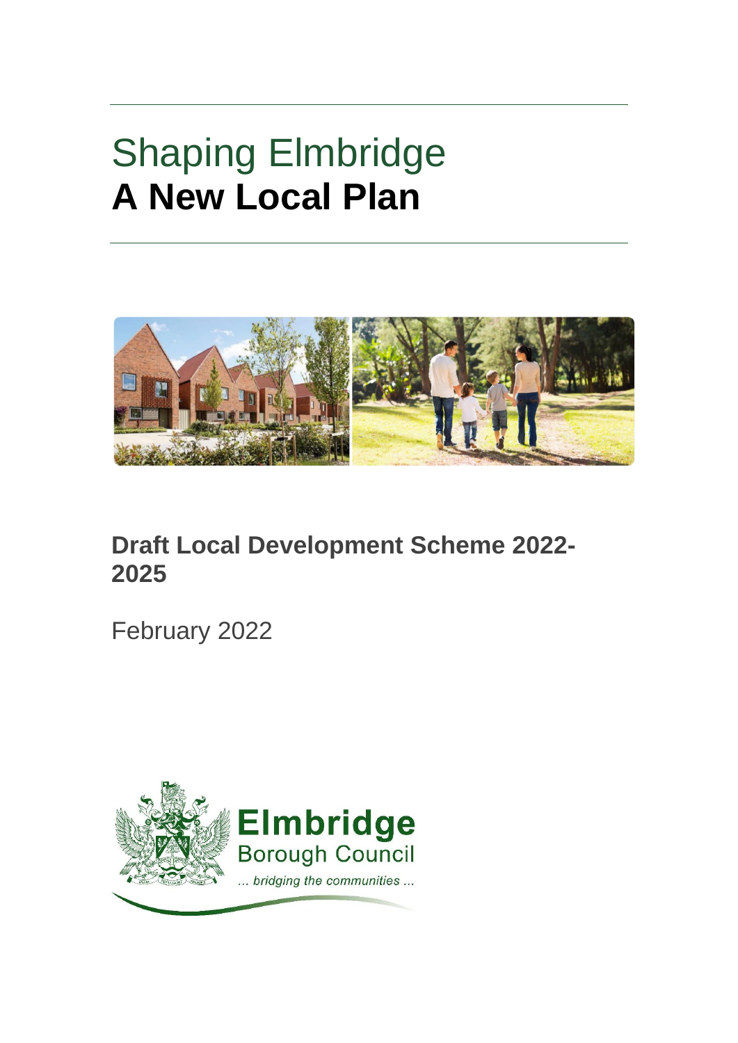# Shaping Elmbridge
# **A New Local Plan**

## Draft Local Development Scheme 2022-2025

February 2022

Elmbridge
Borough Council
*... bridging the communities ...*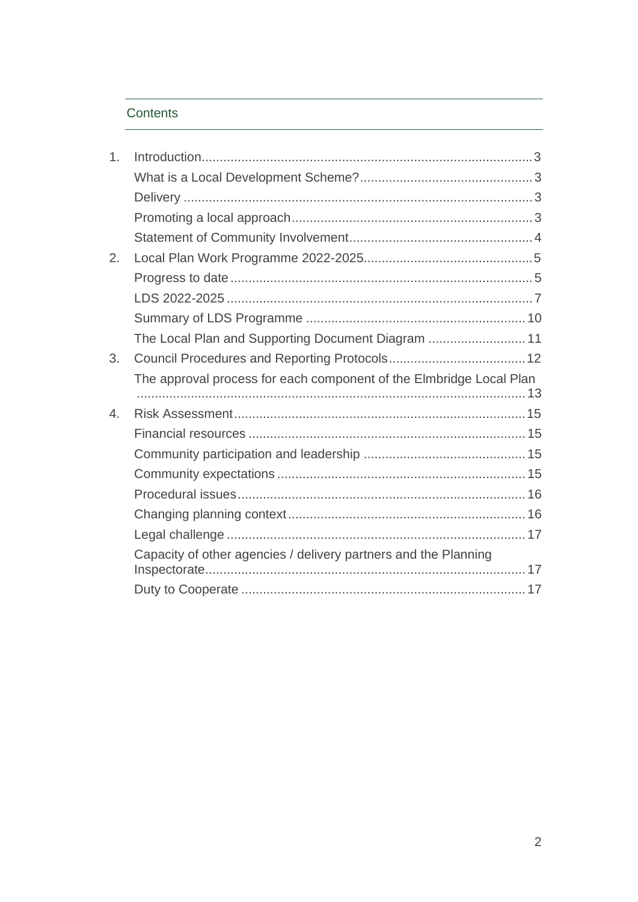## Contents

1. Introduction ........ 3
   - What is a Local Development Scheme? ........ 3
   - Delivery ........ 3
   - Promoting a local approach ........ 3
   - Statement of Community Involvement ........ 4
2. Local Plan Work Programme 2022-2025 ........ 5
   - Progress to date ........ 5
   - LDS 2022-2025 ........ 7
   - Summary of LDS Programme ........ 10
   - The Local Plan and Supporting Document Diagram ........ 11
3. Council Procedures and Reporting Protocols ........ 12
   - The approval process for each component of the Elmbridge Local Plan ........ 13
4. Risk Assessment ........ 15
   - Financial resources ........ 15
   - Community participation and leadership ........ 15
   - Community expectations ........ 15
   - Procedural issues ........ 16
   - Changing planning context ........ 16
   - Legal challenge ........ 17
   - Capacity of other agencies / delivery partners and the Planning Inspectorate ........ 17
   - Duty to Cooperate ........ 17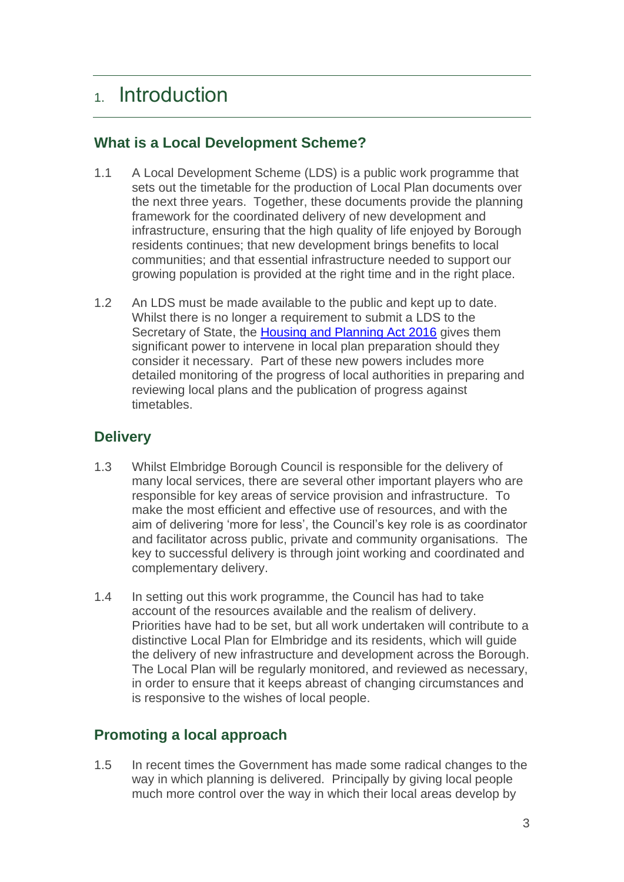# 1. Introduction

## What is a Local Development Scheme?

1.1 A Local Development Scheme (LDS) is a public work programme that sets out the timetable for the production of Local Plan documents over the next three years. Together, these documents provide the planning framework for the coordinated delivery of new development and infrastructure, ensuring that the high quality of life enjoyed by Borough residents continues; that new development brings benefits to local communities; and that essential infrastructure needed to support our growing population is provided at the right time and in the right place.

1.2 An LDS must be made available to the public and kept up to date. Whilst there is no longer a requirement to submit a LDS to the Secretary of State, the Housing and Planning Act 2016 gives them significant power to intervene in local plan preparation should they consider it necessary. Part of these new powers includes more detailed monitoring of the progress of local authorities in preparing and reviewing local plans and the publication of progress against timetables.

## Delivery

1.3 Whilst Elmbridge Borough Council is responsible for the delivery of many local services, there are several other important players who are responsible for key areas of service provision and infrastructure. To make the most efficient and effective use of resources, and with the aim of delivering 'more for less', the Council's key role is as coordinator and facilitator across public, private and community organisations. The key to successful delivery is through joint working and coordinated and complementary delivery.

1.4 In setting out this work programme, the Council has had to take account of the resources available and the realism of delivery. Priorities have had to be set, but all work undertaken will contribute to a distinctive Local Plan for Elmbridge and its residents, which will guide the delivery of new infrastructure and development across the Borough. The Local Plan will be regularly monitored, and reviewed as necessary, in order to ensure that it keeps abreast of changing circumstances and is responsive to the wishes of local people.

## Promoting a local approach

1.5 In recent times the Government has made some radical changes to the way in which planning is delivered. Principally by giving local people much more control over the way in which their local areas develop by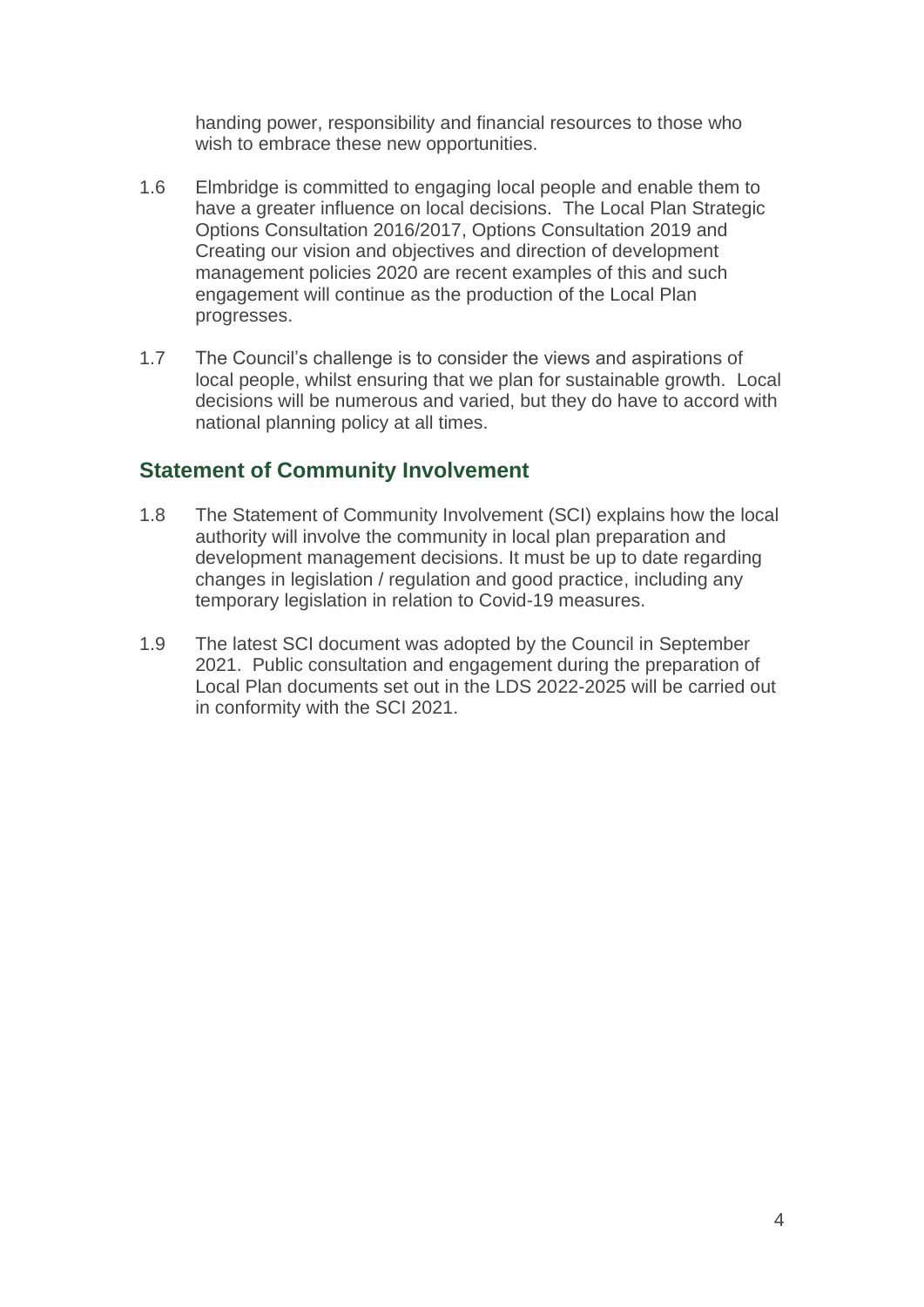handing power, responsibility and financial resources to those who wish to embrace these new opportunities.

1.6 Elmbridge is committed to engaging local people and enable them to have a greater influence on local decisions. The Local Plan Strategic Options Consultation 2016/2017, Options Consultation 2019 and Creating our vision and objectives and direction of development management policies 2020 are recent examples of this and such engagement will continue as the production of the Local Plan progresses.

1.7 The Council's challenge is to consider the views and aspirations of local people, whilst ensuring that we plan for sustainable growth. Local decisions will be numerous and varied, but they do have to accord with national planning policy at all times.

## Statement of Community Involvement

1.8 The Statement of Community Involvement (SCI) explains how the local authority will involve the community in local plan preparation and development management decisions. It must be up to date regarding changes in legislation / regulation and good practice, including any temporary legislation in relation to Covid-19 measures.

1.9 The latest SCI document was adopted by the Council in September 2021. Public consultation and engagement during the preparation of Local Plan documents set out in the LDS 2022-2025 will be carried out in conformity with the SCI 2021.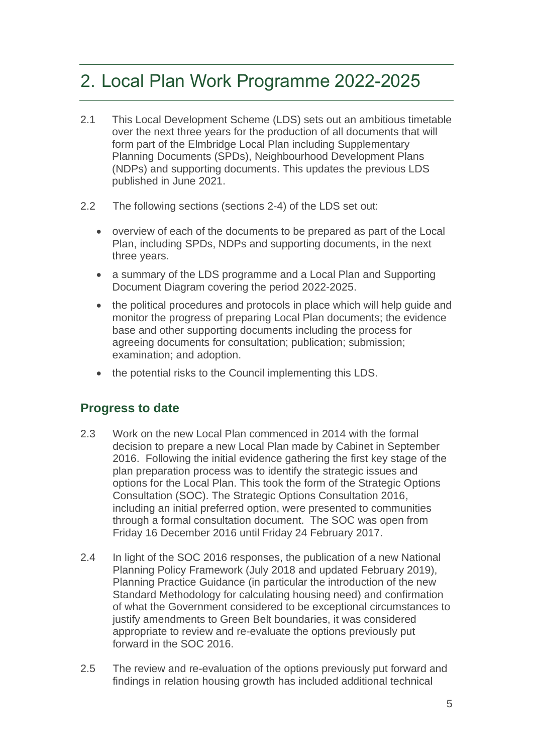# 2. Local Plan Work Programme 2022-2025

2.1 This Local Development Scheme (LDS) sets out an ambitious timetable over the next three years for the production of all documents that will form part of the Elmbridge Local Plan including Supplementary Planning Documents (SPDs), Neighbourhood Development Plans (NDPs) and supporting documents. This updates the previous LDS published in June 2021.

2.2 The following sections (sections 2-4) of the LDS set out:

- overview of each of the documents to be prepared as part of the Local Plan, including SPDs, NDPs and supporting documents, in the next three years.
- a summary of the LDS programme and a Local Plan and Supporting Document Diagram covering the period 2022-2025.
- the political procedures and protocols in place which will help guide and monitor the progress of preparing Local Plan documents; the evidence base and other supporting documents including the process for agreeing documents for consultation; publication; submission; examination; and adoption.
- the potential risks to the Council implementing this LDS.

## Progress to date

2.3 Work on the new Local Plan commenced in 2014 with the formal decision to prepare a new Local Plan made by Cabinet in September 2016. Following the initial evidence gathering the first key stage of the plan preparation process was to identify the strategic issues and options for the Local Plan. This took the form of the Strategic Options Consultation (SOC). The Strategic Options Consultation 2016, including an initial preferred option, were presented to communities through a formal consultation document. The SOC was open from Friday 16 December 2016 until Friday 24 February 2017.

2.4 In light of the SOC 2016 responses, the publication of a new National Planning Policy Framework (July 2018 and updated February 2019), Planning Practice Guidance (in particular the introduction of the new Standard Methodology for calculating housing need) and confirmation of what the Government considered to be exceptional circumstances to justify amendments to Green Belt boundaries, it was considered appropriate to review and re-evaluate the options previously put forward in the SOC 2016.

2.5 The review and re-evaluation of the options previously put forward and findings in relation housing growth has included additional technical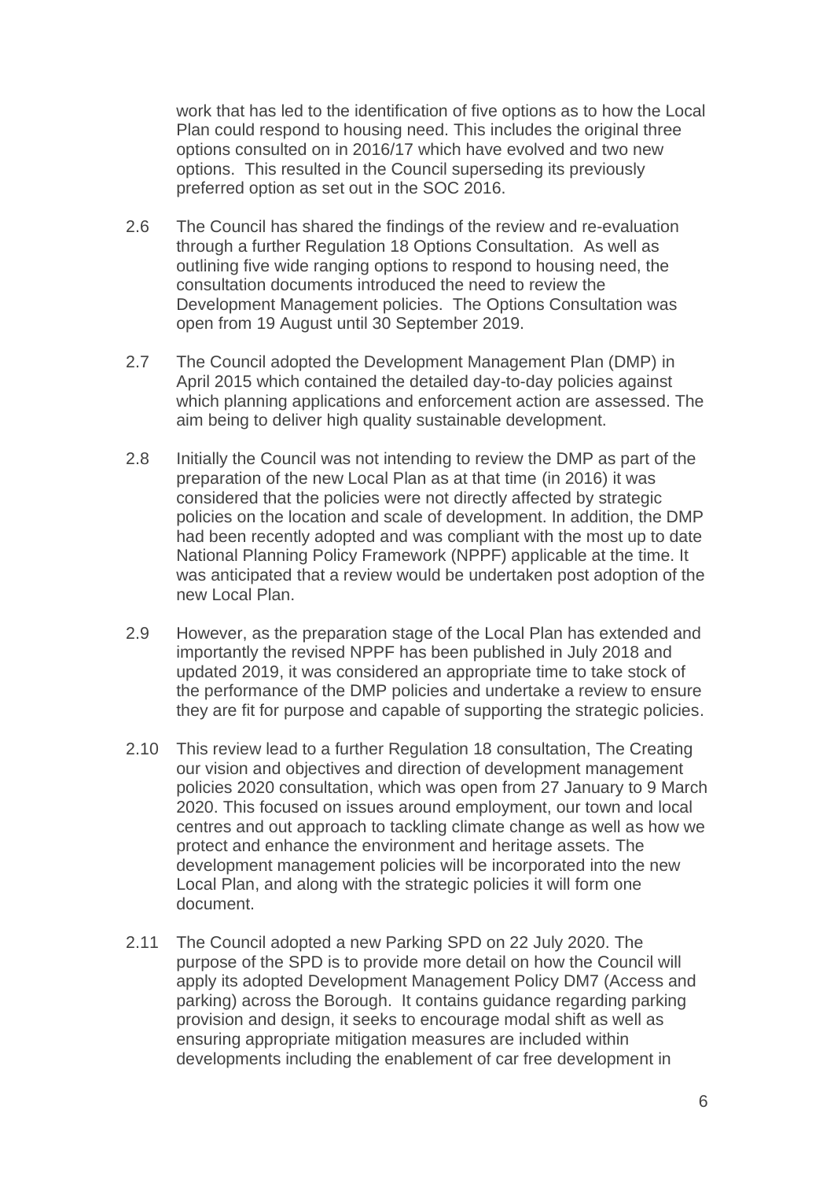work that has led to the identification of five options as to how the Local Plan could respond to housing need. This includes the original three options consulted on in 2016/17 which have evolved and two new options. This resulted in the Council superseding its previously preferred option as set out in the SOC 2016.

2.6 The Council has shared the findings of the review and re-evaluation through a further Regulation 18 Options Consultation. As well as outlining five wide ranging options to respond to housing need, the consultation documents introduced the need to review the Development Management policies. The Options Consultation was open from 19 August until 30 September 2019.

2.7 The Council adopted the Development Management Plan (DMP) in April 2015 which contained the detailed day-to-day policies against which planning applications and enforcement action are assessed. The aim being to deliver high quality sustainable development.

2.8 Initially the Council was not intending to review the DMP as part of the preparation of the new Local Plan as at that time (in 2016) it was considered that the policies were not directly affected by strategic policies on the location and scale of development. In addition, the DMP had been recently adopted and was compliant with the most up to date National Planning Policy Framework (NPPF) applicable at the time. It was anticipated that a review would be undertaken post adoption of the new Local Plan.

2.9 However, as the preparation stage of the Local Plan has extended and importantly the revised NPPF has been published in July 2018 and updated 2019, it was considered an appropriate time to take stock of the performance of the DMP policies and undertake a review to ensure they are fit for purpose and capable of supporting the strategic policies.

2.10 This review lead to a further Regulation 18 consultation, The Creating our vision and objectives and direction of development management policies 2020 consultation, which was open from 27 January to 9 March 2020. This focused on issues around employment, our town and local centres and out approach to tackling climate change as well as how we protect and enhance the environment and heritage assets. The development management policies will be incorporated into the new Local Plan, and along with the strategic policies it will form one document.

2.11 The Council adopted a new Parking SPD on 22 July 2020. The purpose of the SPD is to provide more detail on how the Council will apply its adopted Development Management Policy DM7 (Access and parking) across the Borough. It contains guidance regarding parking provision and design, it seeks to encourage modal shift as well as ensuring appropriate mitigation measures are included within developments including the enablement of car free development in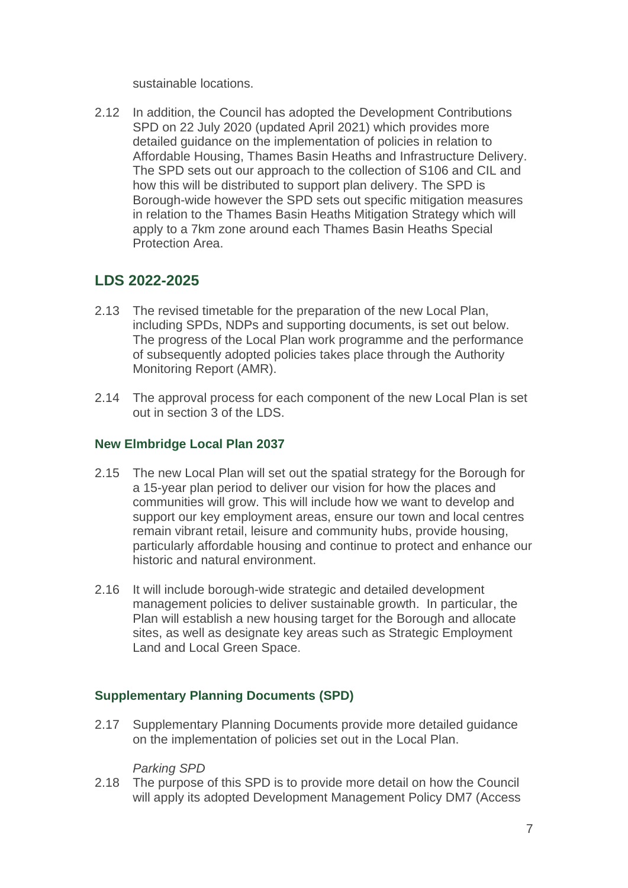sustainable locations.

2.12 In addition, the Council has adopted the Development Contributions SPD on 22 July 2020 (updated April 2021) which provides more detailed guidance on the implementation of policies in relation to Affordable Housing, Thames Basin Heaths and Infrastructure Delivery. The SPD sets out our approach to the collection of S106 and CIL and how this will be distributed to support plan delivery. The SPD is Borough-wide however the SPD sets out specific mitigation measures in relation to the Thames Basin Heaths Mitigation Strategy which will apply to a 7km zone around each Thames Basin Heaths Special Protection Area.

## LDS 2022-2025

2.13 The revised timetable for the preparation of the new Local Plan, including SPDs, NDPs and supporting documents, is set out below. The progress of the Local Plan work programme and the performance of subsequently adopted policies takes place through the Authority Monitoring Report (AMR).

2.14 The approval process for each component of the new Local Plan is set out in section 3 of the LDS.

### New Elmbridge Local Plan 2037

2.15 The new Local Plan will set out the spatial strategy for the Borough for a 15-year plan period to deliver our vision for how the places and communities will grow. This will include how we want to develop and support our key employment areas, ensure our town and local centres remain vibrant retail, leisure and community hubs, provide housing, particularly affordable housing and continue to protect and enhance our historic and natural environment.

2.16 It will include borough-wide strategic and detailed development management policies to deliver sustainable growth. In particular, the Plan will establish a new housing target for the Borough and allocate sites, as well as designate key areas such as Strategic Employment Land and Local Green Space.

### Supplementary Planning Documents (SPD)

2.17 Supplementary Planning Documents provide more detailed guidance on the implementation of policies set out in the Local Plan.

*Parking SPD*

2.18 The purpose of this SPD is to provide more detail on how the Council will apply its adopted Development Management Policy DM7 (Access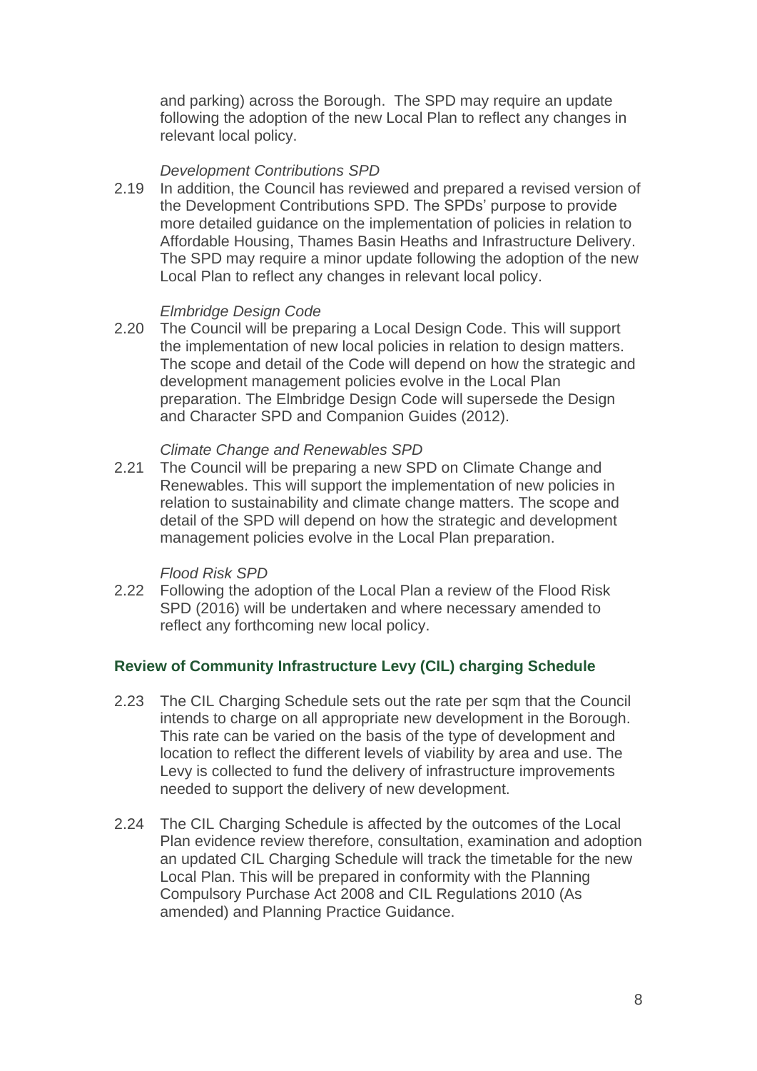and parking) across the Borough. The SPD may require an update following the adoption of the new Local Plan to reflect any changes in relevant local policy.

*Development Contributions SPD*

2.19 In addition, the Council has reviewed and prepared a revised version of the Development Contributions SPD. The SPDs' purpose to provide more detailed guidance on the implementation of policies in relation to Affordable Housing, Thames Basin Heaths and Infrastructure Delivery. The SPD may require a minor update following the adoption of the new Local Plan to reflect any changes in relevant local policy.

*Elmbridge Design Code*

2.20 The Council will be preparing a Local Design Code. This will support the implementation of new local policies in relation to design matters. The scope and detail of the Code will depend on how the strategic and development management policies evolve in the Local Plan preparation. The Elmbridge Design Code will supersede the Design and Character SPD and Companion Guides (2012).

*Climate Change and Renewables SPD*

2.21 The Council will be preparing a new SPD on Climate Change and Renewables. This will support the implementation of new policies in relation to sustainability and climate change matters. The scope and detail of the SPD will depend on how the strategic and development management policies evolve in the Local Plan preparation.

*Flood Risk SPD*

2.22 Following the adoption of the Local Plan a review of the Flood Risk SPD (2016) will be undertaken and where necessary amended to reflect any forthcoming new local policy.

### Review of Community Infrastructure Levy (CIL) charging Schedule

2.23 The CIL Charging Schedule sets out the rate per sqm that the Council intends to charge on all appropriate new development in the Borough. This rate can be varied on the basis of the type of development and location to reflect the different levels of viability by area and use. The Levy is collected to fund the delivery of infrastructure improvements needed to support the delivery of new development.

2.24 The CIL Charging Schedule is affected by the outcomes of the Local Plan evidence review therefore, consultation, examination and adoption an updated CIL Charging Schedule will track the timetable for the new Local Plan. This will be prepared in conformity with the Planning Compulsory Purchase Act 2008 and CIL Regulations 2010 (As amended) and Planning Practice Guidance.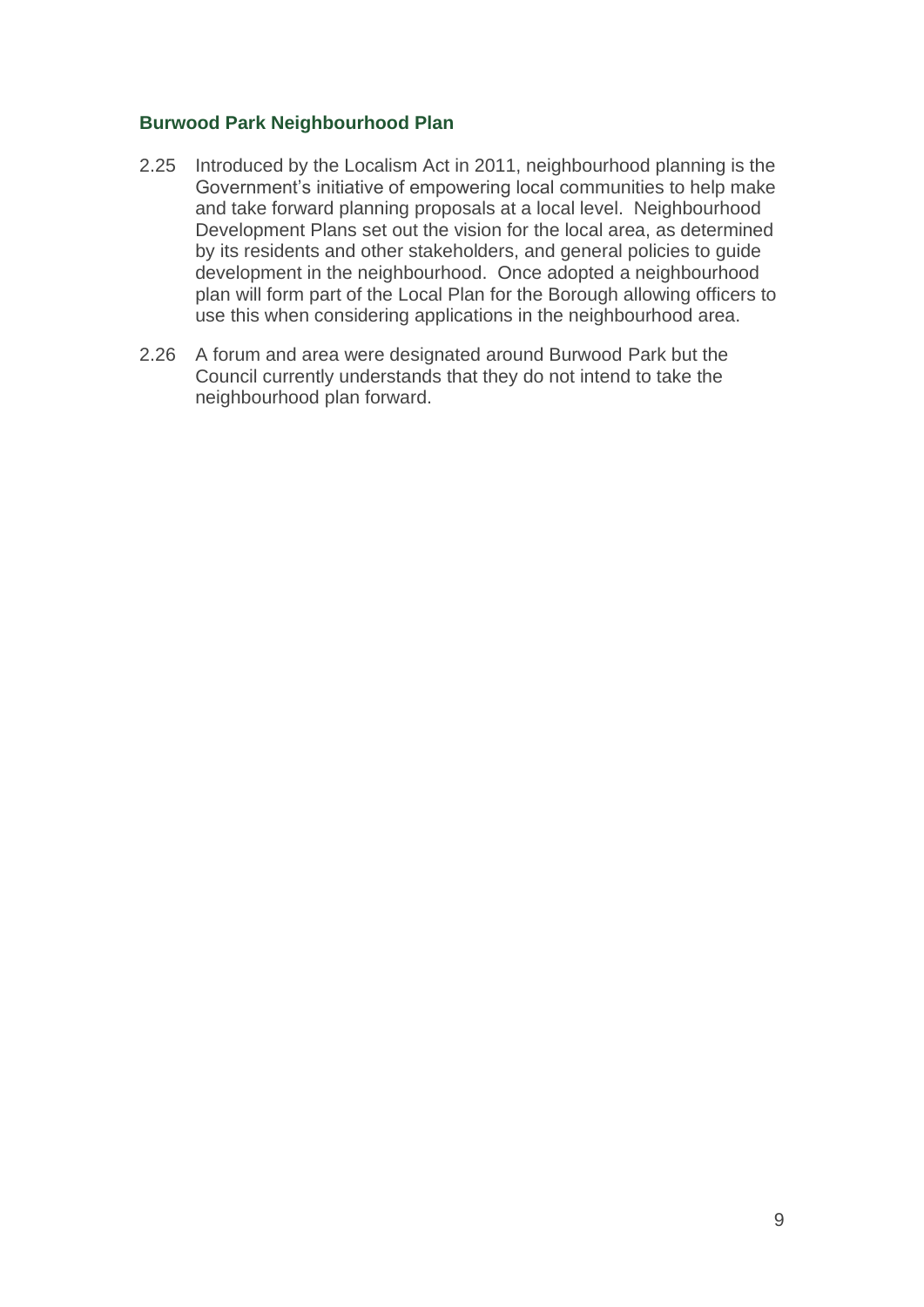### Burwood Park Neighbourhood Plan

2.25 Introduced by the Localism Act in 2011, neighbourhood planning is the Government's initiative of empowering local communities to help make and take forward planning proposals at a local level. Neighbourhood Development Plans set out the vision for the local area, as determined by its residents and other stakeholders, and general policies to guide development in the neighbourhood. Once adopted a neighbourhood plan will form part of the Local Plan for the Borough allowing officers to use this when considering applications in the neighbourhood area.

2.26 A forum and area were designated around Burwood Park but the Council currently understands that they do not intend to take the neighbourhood plan forward.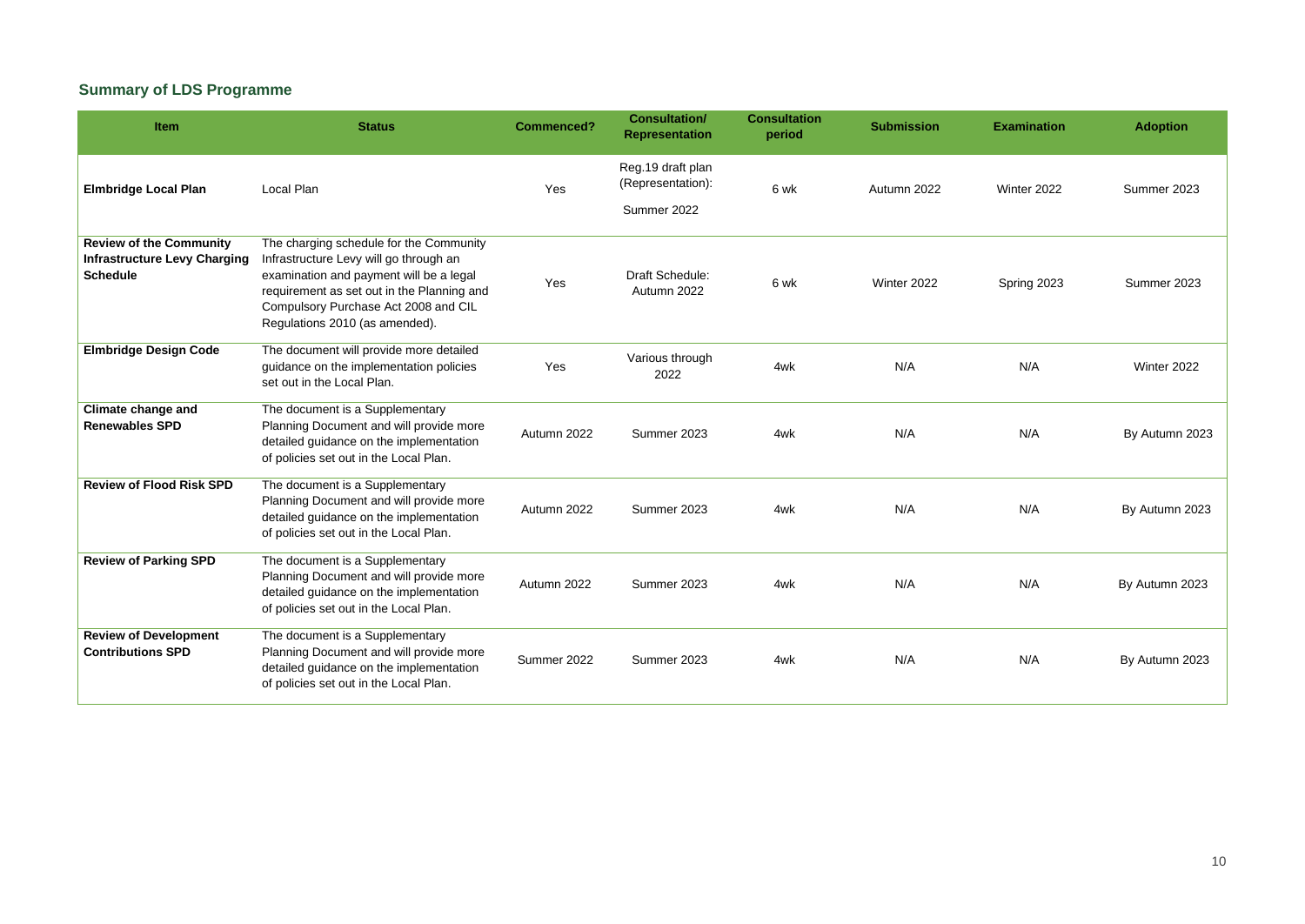## Summary of LDS Programme

| Item | Status | Commenced? | Consultation/ Representation | Consultation period | Submission | Examination | Adoption |
|---|---|---|---|---|---|---|---|
| **Elmbridge Local Plan** | Local Plan | Yes | Reg.19 draft plan (Representation): Summer 2022 | 6 wk | Autumn 2022 | Winter 2022 | Summer 2023 |
| **Review of the Community Infrastructure Levy Charging Schedule** | The charging schedule for the Community Infrastructure Levy will go through an examination and payment will be a legal requirement as set out in the Planning and Compulsory Purchase Act 2008 and CIL Regulations 2010 (as amended). | Yes | Draft Schedule: Autumn 2022 | 6 wk | Winter 2022 | Spring 2023 | Summer 2023 |
| **Elmbridge Design Code** | The document will provide more detailed guidance on the implementation policies set out in the Local Plan. | Yes | Various through 2022 | 4wk | N/A | N/A | Winter 2022 |
| **Climate change and Renewables SPD** | The document is a Supplementary Planning Document and will provide more detailed guidance on the implementation of policies set out in the Local Plan. | Autumn 2022 | Summer 2023 | 4wk | N/A | N/A | By Autumn 2023 |
| **Review of Flood Risk SPD** | The document is a Supplementary Planning Document and will provide more detailed guidance on the implementation of policies set out in the Local Plan. | Autumn 2022 | Summer 2023 | 4wk | N/A | N/A | By Autumn 2023 |
| **Review of Parking SPD** | The document is a Supplementary Planning Document and will provide more detailed guidance on the implementation of policies set out in the Local Plan. | Autumn 2022 | Summer 2023 | 4wk | N/A | N/A | By Autumn 2023 |
| **Review of Development Contributions SPD** | The document is a Supplementary Planning Document and will provide more detailed guidance on the implementation of policies set out in the Local Plan. | Summer 2022 | Summer 2023 | 4wk | N/A | N/A | By Autumn 2023 |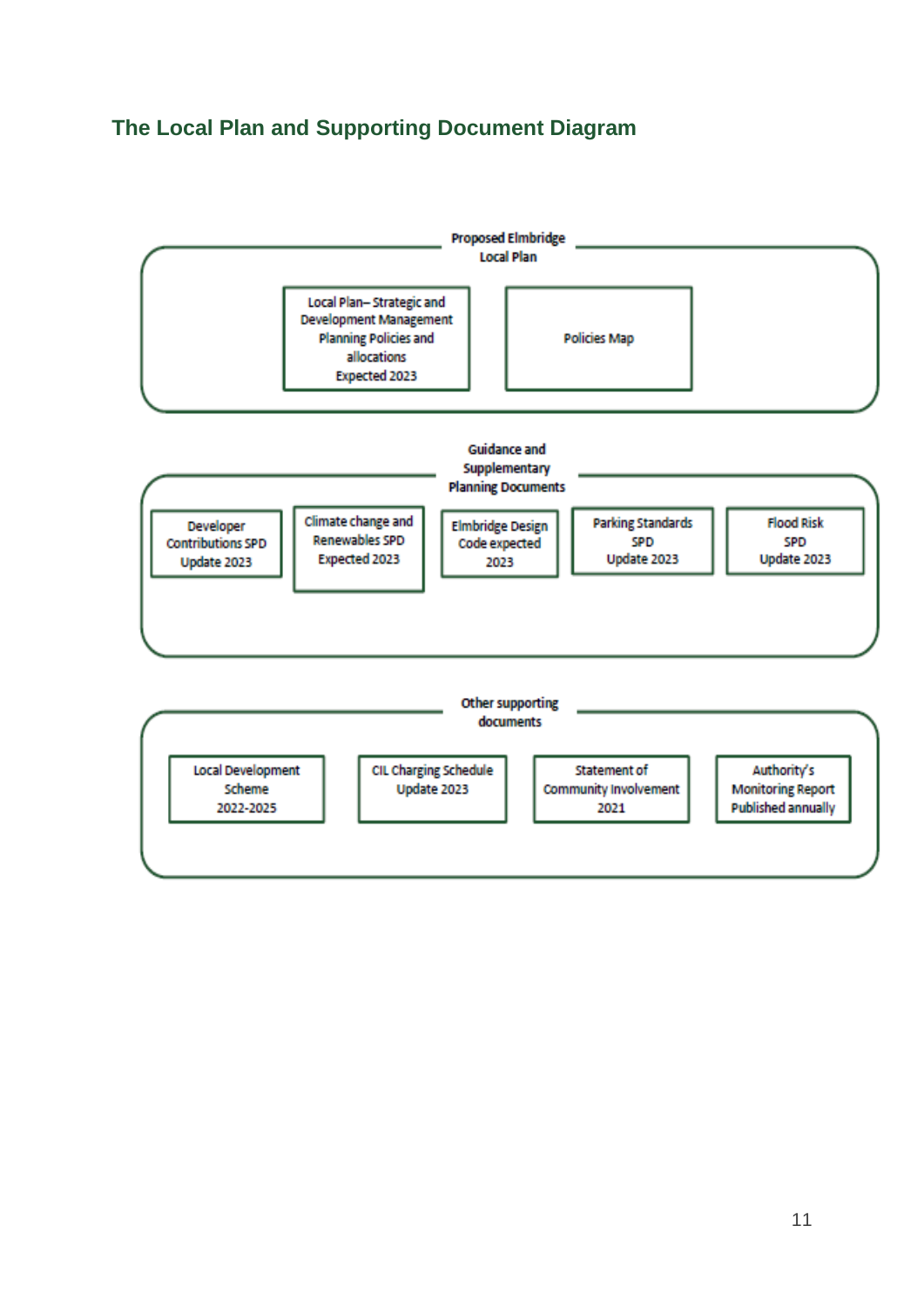## The Local Plan and Supporting Document Diagram

**Proposed Elmbridge Local Plan**

- Local Plan– Strategic and Development Management Planning Policies and allocations Expected 2023
- Policies Map

**Guidance and Supplementary Planning Documents**

- Developer Contributions SPD Update 2023
- Climate change and Renewables SPD Expected 2023
- Elmbridge Design Code expected 2023
- Parking Standards SPD Update 2023
- Flood Risk SPD Update 2023

**Other supporting documents**

- Local Development Scheme 2022-2025
- CIL Charging Schedule Update 2023
- Statement of Community Involvement 2021
- Authority's Monitoring Report Published annually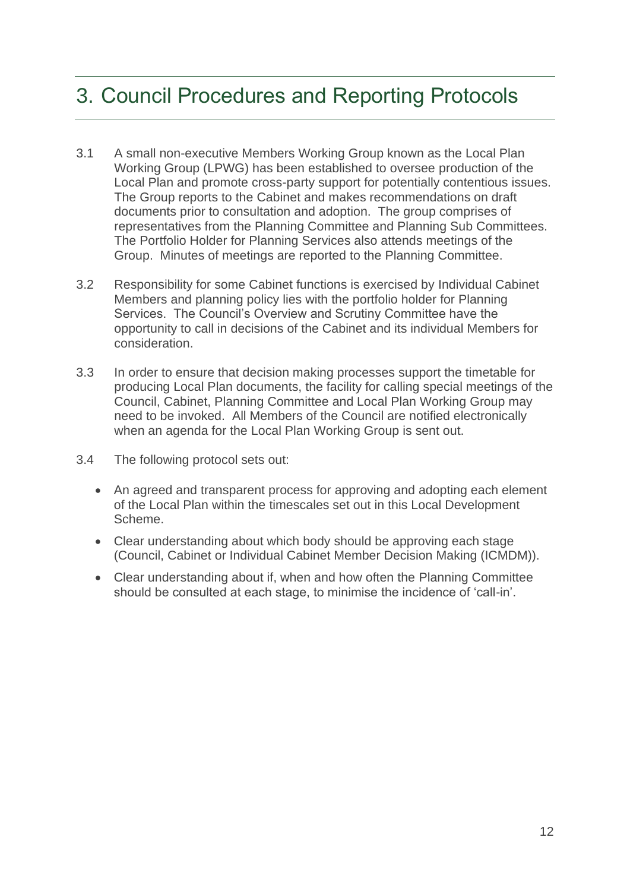# 3. Council Procedures and Reporting Protocols

3.1 A small non-executive Members Working Group known as the Local Plan Working Group (LPWG) has been established to oversee production of the Local Plan and promote cross-party support for potentially contentious issues. The Group reports to the Cabinet and makes recommendations on draft documents prior to consultation and adoption. The group comprises of representatives from the Planning Committee and Planning Sub Committees. The Portfolio Holder for Planning Services also attends meetings of the Group. Minutes of meetings are reported to the Planning Committee.

3.2 Responsibility for some Cabinet functions is exercised by Individual Cabinet Members and planning policy lies with the portfolio holder for Planning Services. The Council's Overview and Scrutiny Committee have the opportunity to call in decisions of the Cabinet and its individual Members for consideration.

3.3 In order to ensure that decision making processes support the timetable for producing Local Plan documents, the facility for calling special meetings of the Council, Cabinet, Planning Committee and Local Plan Working Group may need to be invoked. All Members of the Council are notified electronically when an agenda for the Local Plan Working Group is sent out.

3.4 The following protocol sets out:

- An agreed and transparent process for approving and adopting each element of the Local Plan within the timescales set out in this Local Development Scheme.
- Clear understanding about which body should be approving each stage (Council, Cabinet or Individual Cabinet Member Decision Making (ICMDM)).
- Clear understanding about if, when and how often the Planning Committee should be consulted at each stage, to minimise the incidence of 'call-in'.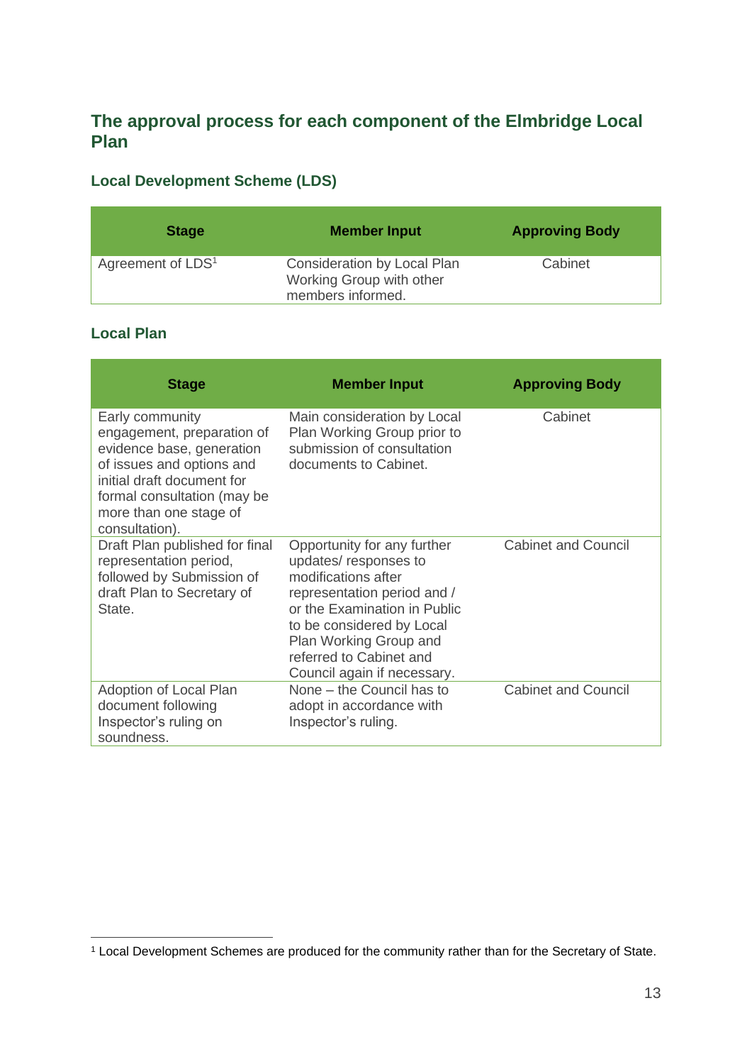## The approval process for each component of the Elmbridge Local Plan

### Local Development Scheme (LDS)

| Stage | Member Input | Approving Body |
|---|---|---|
| Agreement of LDS[1] | Consideration by Local Plan Working Group with other members informed. | Cabinet |

### Local Plan

| Stage | Member Input | Approving Body |
|---|---|---|
| Early community engagement, preparation of evidence base, generation of issues and options and initial draft document for formal consultation (may be more than one stage of consultation). | Main consideration by Local Plan Working Group prior to submission of consultation documents to Cabinet. | Cabinet |
| Draft Plan published for final representation period, followed by Submission of draft Plan to Secretary of State. | Opportunity for any further updates/ responses to modifications after representation period and / or the Examination in Public to be considered by Local Plan Working Group and referred to Cabinet and Council again if necessary. | Cabinet and Council |
| Adoption of Local Plan document following Inspector's ruling on soundness. | None – the Council has to adopt in accordance with Inspector's ruling. | Cabinet and Council |

[1] Local Development Schemes are produced for the community rather than for the Secretary of State.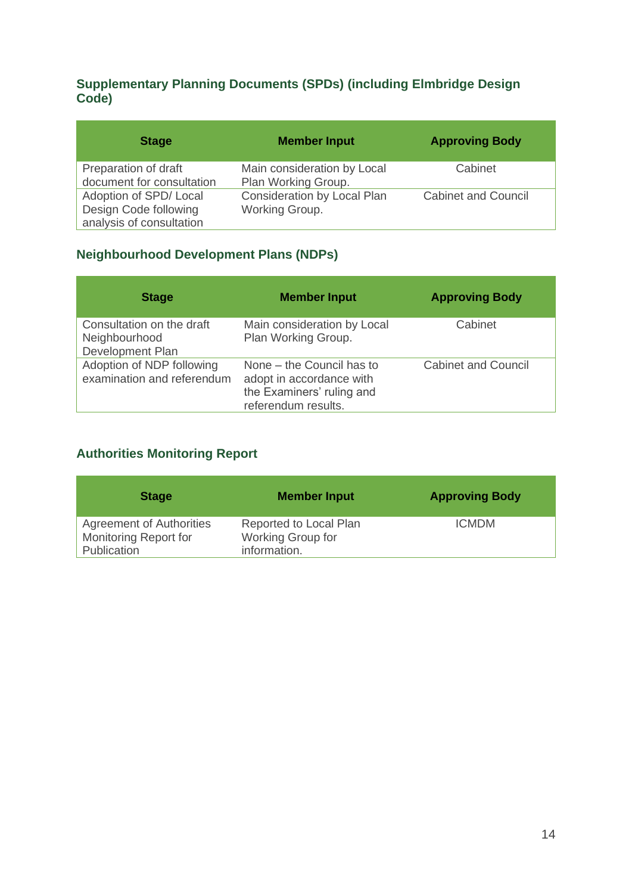### Supplementary Planning Documents (SPDs) (including Elmbridge Design Code)

| Stage | Member Input | Approving Body |
|---|---|---|
| Preparation of draft document for consultation | Main consideration by Local Plan Working Group. | Cabinet |
| Adoption of SPD/ Local Design Code following analysis of consultation | Consideration by Local Plan Working Group. | Cabinet and Council |

### Neighbourhood Development Plans (NDPs)

| Stage | Member Input | Approving Body |
|---|---|---|
| Consultation on the draft Neighbourhood Development Plan | Main consideration by Local Plan Working Group. | Cabinet |
| Adoption of NDP following examination and referendum | None – the Council has to adopt in accordance with the Examiners' ruling and referendum results. | Cabinet and Council |

### Authorities Monitoring Report

| Stage | Member Input | Approving Body |
|---|---|---|
| Agreement of Authorities Monitoring Report for Publication | Reported to Local Plan Working Group for information. | ICMDM |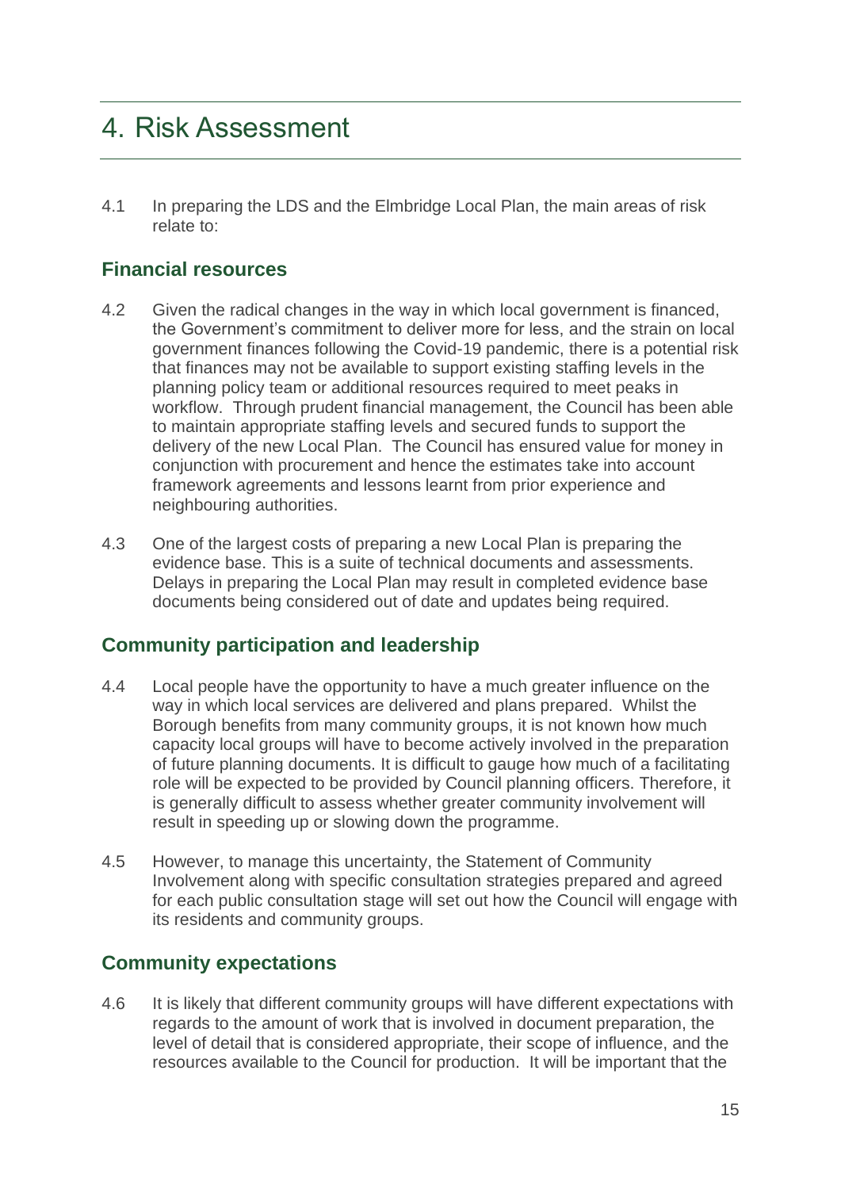# 4. Risk Assessment

4.1 In preparing the LDS and the Elmbridge Local Plan, the main areas of risk relate to:

## Financial resources

4.2 Given the radical changes in the way in which local government is financed, the Government's commitment to deliver more for less, and the strain on local government finances following the Covid-19 pandemic, there is a potential risk that finances may not be available to support existing staffing levels in the planning policy team or additional resources required to meet peaks in workflow. Through prudent financial management, the Council has been able to maintain appropriate staffing levels and secured funds to support the delivery of the new Local Plan. The Council has ensured value for money in conjunction with procurement and hence the estimates take into account framework agreements and lessons learnt from prior experience and neighbouring authorities.

4.3 One of the largest costs of preparing a new Local Plan is preparing the evidence base. This is a suite of technical documents and assessments. Delays in preparing the Local Plan may result in completed evidence base documents being considered out of date and updates being required.

## Community participation and leadership

4.4 Local people have the opportunity to have a much greater influence on the way in which local services are delivered and plans prepared. Whilst the Borough benefits from many community groups, it is not known how much capacity local groups will have to become actively involved in the preparation of future planning documents. It is difficult to gauge how much of a facilitating role will be expected to be provided by Council planning officers. Therefore, it is generally difficult to assess whether greater community involvement will result in speeding up or slowing down the programme.

4.5 However, to manage this uncertainty, the Statement of Community Involvement along with specific consultation strategies prepared and agreed for each public consultation stage will set out how the Council will engage with its residents and community groups.

## Community expectations

4.6 It is likely that different community groups will have different expectations with regards to the amount of work that is involved in document preparation, the level of detail that is considered appropriate, their scope of influence, and the resources available to the Council for production. It will be important that the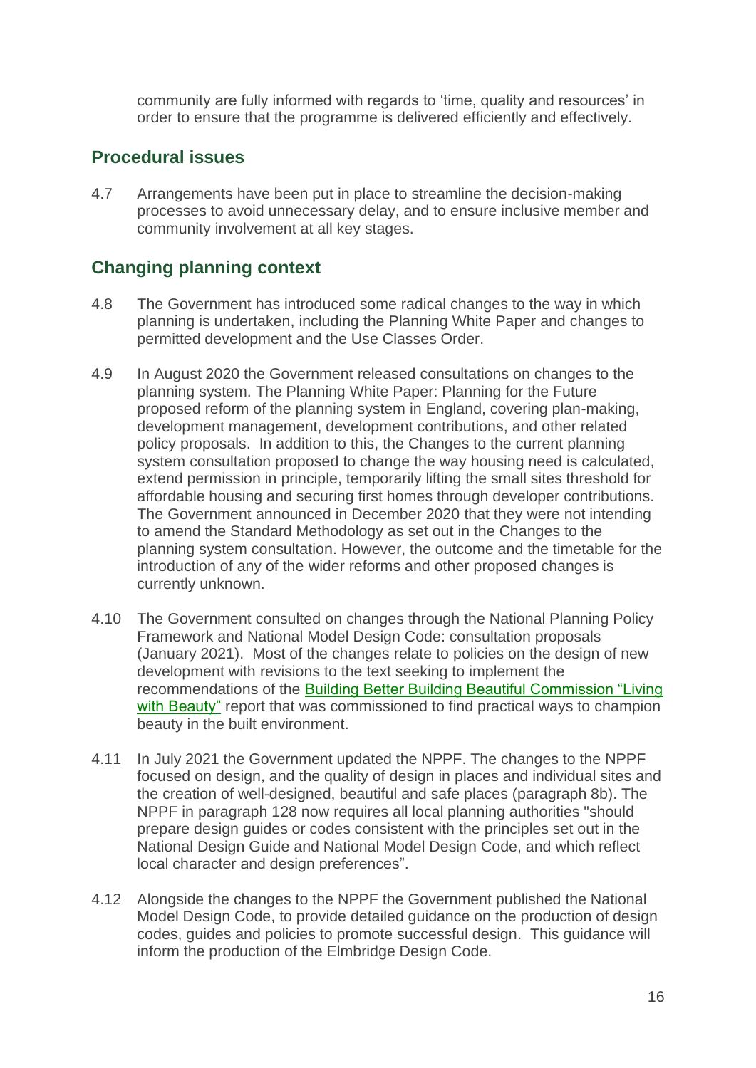community are fully informed with regards to 'time, quality and resources' in order to ensure that the programme is delivered efficiently and effectively.

## Procedural issues

4.7 Arrangements have been put in place to streamline the decision-making processes to avoid unnecessary delay, and to ensure inclusive member and community involvement at all key stages.

## Changing planning context

4.8 The Government has introduced some radical changes to the way in which planning is undertaken, including the Planning White Paper and changes to permitted development and the Use Classes Order.

4.9 In August 2020 the Government released consultations on changes to the planning system. The Planning White Paper: Planning for the Future proposed reform of the planning system in England, covering plan-making, development management, development contributions, and other related policy proposals. In addition to this, the Changes to the current planning system consultation proposed to change the way housing need is calculated, extend permission in principle, temporarily lifting the small sites threshold for affordable housing and securing first homes through developer contributions. The Government announced in December 2020 that they were not intending to amend the Standard Methodology as set out in the Changes to the planning system consultation. However, the outcome and the timetable for the introduction of any of the wider reforms and other proposed changes is currently unknown.

4.10 The Government consulted on changes through the National Planning Policy Framework and National Model Design Code: consultation proposals (January 2021). Most of the changes relate to policies on the design of new development with revisions to the text seeking to implement the recommendations of the Building Better Building Beautiful Commission "Living with Beauty" report that was commissioned to find practical ways to champion beauty in the built environment.

4.11 In July 2021 the Government updated the NPPF. The changes to the NPPF focused on design, and the quality of design in places and individual sites and the creation of well-designed, beautiful and safe places (paragraph 8b). The NPPF in paragraph 128 now requires all local planning authorities "should prepare design guides or codes consistent with the principles set out in the National Design Guide and National Model Design Code, and which reflect local character and design preferences".

4.12 Alongside the changes to the NPPF the Government published the National Model Design Code, to provide detailed guidance on the production of design codes, guides and policies to promote successful design. This guidance will inform the production of the Elmbridge Design Code.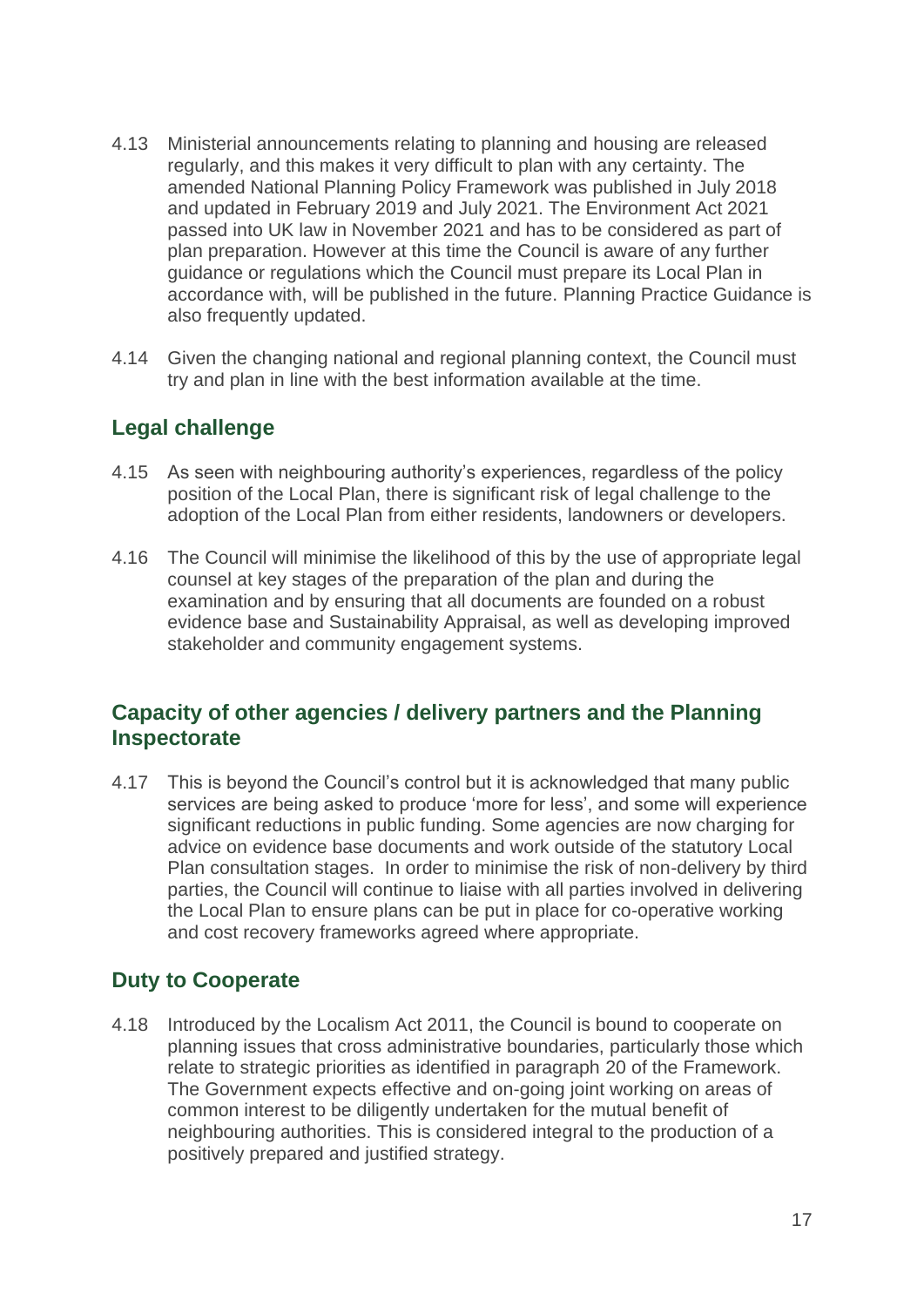4.13 Ministerial announcements relating to planning and housing are released regularly, and this makes it very difficult to plan with any certainty. The amended National Planning Policy Framework was published in July 2018 and updated in February 2019 and July 2021. The Environment Act 2021 passed into UK law in November 2021 and has to be considered as part of plan preparation. However at this time the Council is aware of any further guidance or regulations which the Council must prepare its Local Plan in accordance with, will be published in the future. Planning Practice Guidance is also frequently updated.

4.14 Given the changing national and regional planning context, the Council must try and plan in line with the best information available at the time.

## Legal challenge

4.15 As seen with neighbouring authority's experiences, regardless of the policy position of the Local Plan, there is significant risk of legal challenge to the adoption of the Local Plan from either residents, landowners or developers.

4.16 The Council will minimise the likelihood of this by the use of appropriate legal counsel at key stages of the preparation of the plan and during the examination and by ensuring that all documents are founded on a robust evidence base and Sustainability Appraisal, as well as developing improved stakeholder and community engagement systems.

## Capacity of other agencies / delivery partners and the Planning Inspectorate

4.17 This is beyond the Council's control but it is acknowledged that many public services are being asked to produce 'more for less', and some will experience significant reductions in public funding. Some agencies are now charging for advice on evidence base documents and work outside of the statutory Local Plan consultation stages. In order to minimise the risk of non-delivery by third parties, the Council will continue to liaise with all parties involved in delivering the Local Plan to ensure plans can be put in place for co-operative working and cost recovery frameworks agreed where appropriate.

## Duty to Cooperate

4.18 Introduced by the Localism Act 2011, the Council is bound to cooperate on planning issues that cross administrative boundaries, particularly those which relate to strategic priorities as identified in paragraph 20 of the Framework. The Government expects effective and on-going joint working on areas of common interest to be diligently undertaken for the mutual benefit of neighbouring authorities. This is considered integral to the production of a positively prepared and justified strategy.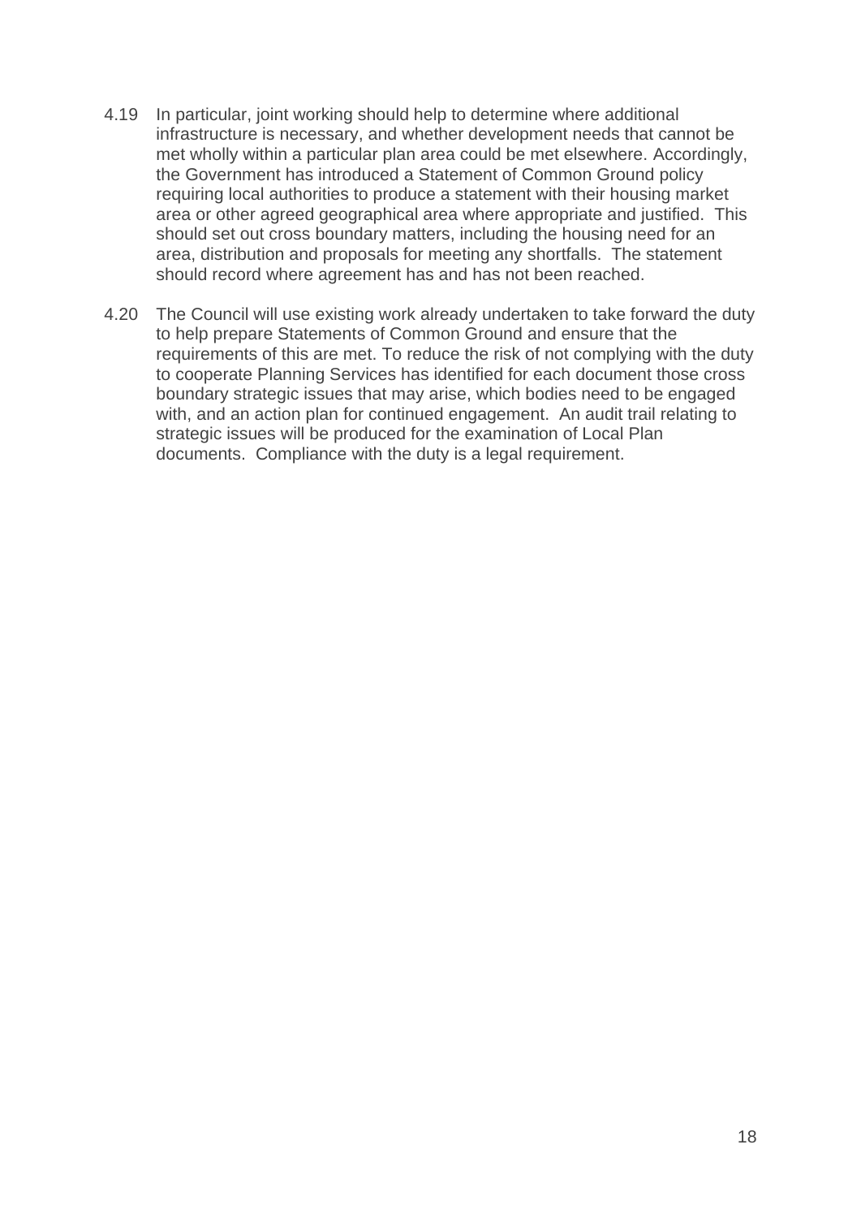4.19 In particular, joint working should help to determine where additional infrastructure is necessary, and whether development needs that cannot be met wholly within a particular plan area could be met elsewhere. Accordingly, the Government has introduced a Statement of Common Ground policy requiring local authorities to produce a statement with their housing market area or other agreed geographical area where appropriate and justified. This should set out cross boundary matters, including the housing need for an area, distribution and proposals for meeting any shortfalls. The statement should record where agreement has and has not been reached.

4.20 The Council will use existing work already undertaken to take forward the duty to help prepare Statements of Common Ground and ensure that the requirements of this are met. To reduce the risk of not complying with the duty to cooperate Planning Services has identified for each document those cross boundary strategic issues that may arise, which bodies need to be engaged with, and an action plan for continued engagement. An audit trail relating to strategic issues will be produced for the examination of Local Plan documents. Compliance with the duty is a legal requirement.